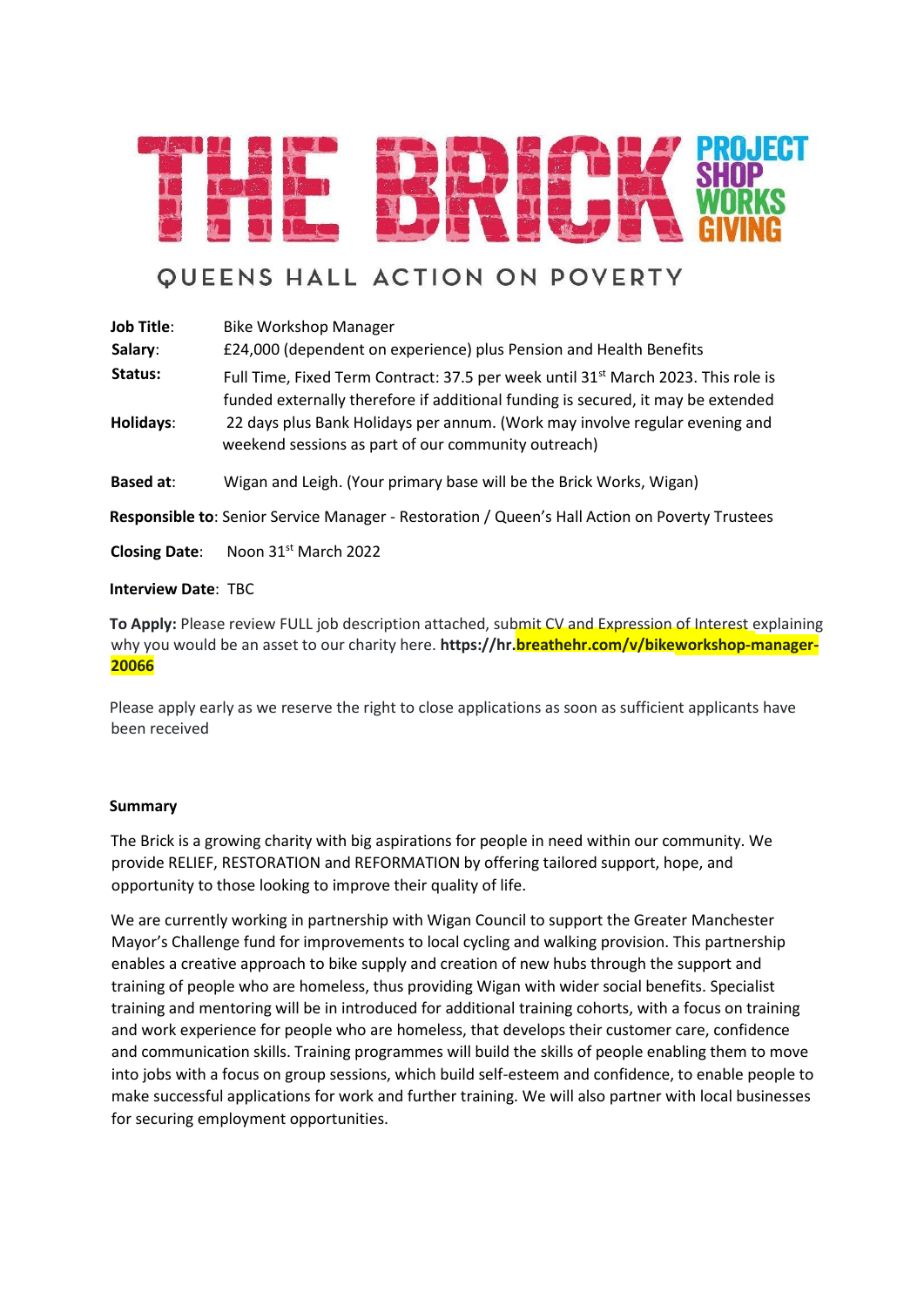# THE BRICK

PROJECT SHOP WORKS GIVING

QUEENS HALL ACTION ON POVERTY

**Job Title**: Bike Workshop Manager

**Salary**: £24,000 (dependent on experience) plus Pension and Health Benefits

**Status:** Full Time, Fixed Term Contract: 37.5 per week until 31st March 2023. This role is funded externally therefore if additional funding is secured, it may be extended

**Holidays**: 22 days plus Bank Holidays per annum. (Work may involve regular evening and weekend sessions as part of our community outreach)

**Based at**: Wigan and Leigh. (Your primary base will be the Brick Works, Wigan)

**Responsible to**: Senior Service Manager - Restoration / Queen's Hall Action on Poverty Trustees

**Closing Date**: Noon 31st March 2022

**Interview Date**: TBC

**To Apply:** Please review FULL job description attached, submit CV and Expression of Interest explaining why you would be an asset to our charity here. **https://hr.breathehr.com/v/bikeworkshop-manager-20066**

Please apply early as we reserve the right to close applications as soon as sufficient applicants have been received

**Summary**

The Brick is a growing charity with big aspirations for people in need within our community. We provide RELIEF, RESTORATION and REFORMATION by offering tailored support, hope, and opportunity to those looking to improve their quality of life.

We are currently working in partnership with Wigan Council to support the Greater Manchester Mayor's Challenge fund for improvements to local cycling and walking provision. This partnership enables a creative approach to bike supply and creation of new hubs through the support and training of people who are homeless, thus providing Wigan with wider social benefits. Specialist training and mentoring will be in introduced for additional training cohorts, with a focus on training and work experience for people who are homeless, that develops their customer care, confidence and communication skills. Training programmes will build the skills of people enabling them to move into jobs with a focus on group sessions, which build self-esteem and confidence, to enable people to make successful applications for work and further training. We will also partner with local businesses for securing employment opportunities.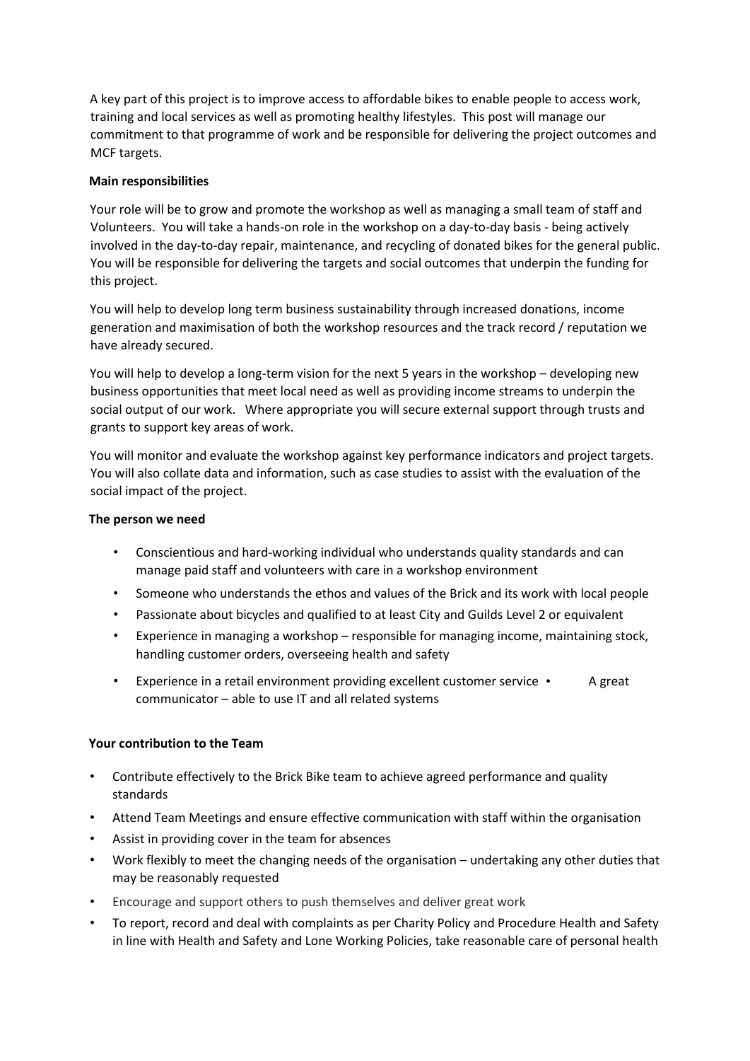A key part of this project is to improve access to affordable bikes to enable people to access work, training and local services as well as promoting healthy lifestyles. This post will manage our commitment to that programme of work and be responsible for delivering the project outcomes and MCF targets.

**Main responsibilities**

Your role will be to grow and promote the workshop as well as managing a small team of staff and Volunteers. You will take a hands-on role in the workshop on a day-to-day basis - being actively involved in the day-to-day repair, maintenance, and recycling of donated bikes for the general public. You will be responsible for delivering the targets and social outcomes that underpin the funding for this project.

You will help to develop long term business sustainability through increased donations, income generation and maximisation of both the workshop resources and the track record / reputation we have already secured.

You will help to develop a long-term vision for the next 5 years in the workshop – developing new business opportunities that meet local need as well as providing income streams to underpin the social output of our work. Where appropriate you will secure external support through trusts and grants to support key areas of work.

You will monitor and evaluate the workshop against key performance indicators and project targets. You will also collate data and information, such as case studies to assist with the evaluation of the social impact of the project.

**The person we need**

- Conscientious and hard-working individual who understands quality standards and can manage paid staff and volunteers with care in a workshop environment
- Someone who understands the ethos and values of the Brick and its work with local people
- Passionate about bicycles and qualified to at least City and Guilds Level 2 or equivalent
- Experience in managing a workshop – responsible for managing income, maintaining stock, handling customer orders, overseeing health and safety
- Experience in a retail environment providing excellent customer service
- A great communicator – able to use IT and all related systems

**Your contribution to the Team**

- Contribute effectively to the Brick Bike team to achieve agreed performance and quality standards
- Attend Team Meetings and ensure effective communication with staff within the organisation
- Assist in providing cover in the team for absences
- Work flexibly to meet the changing needs of the organisation – undertaking any other duties that may be reasonably requested
- Encourage and support others to push themselves and deliver great work
- To report, record and deal with complaints as per Charity Policy and Procedure Health and Safety in line with Health and Safety and Lone Working Policies, take reasonable care of personal health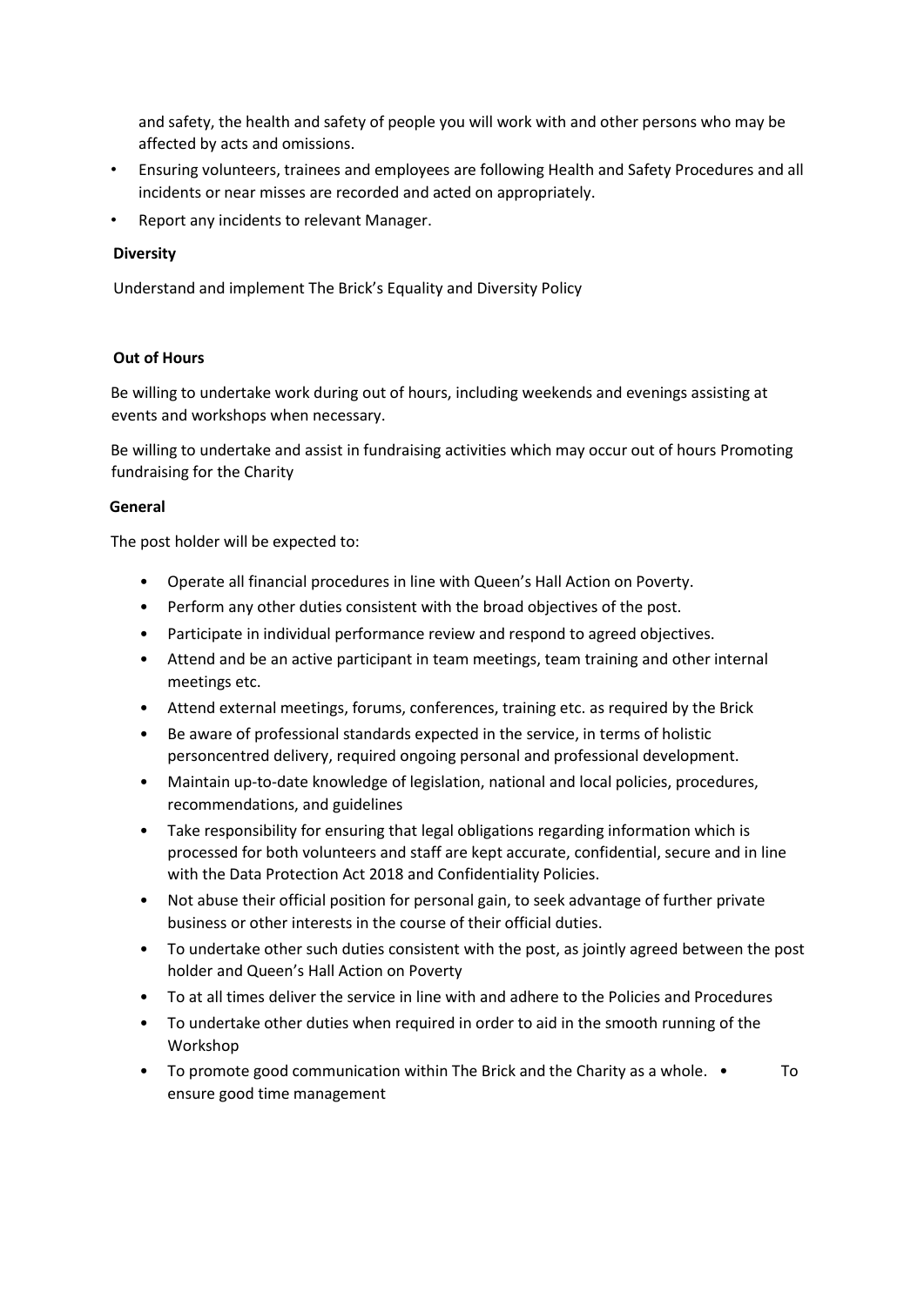and safety, the health and safety of people you will work with and other persons who may be affected by acts and omissions.

- Ensuring volunteers, trainees and employees are following Health and Safety Procedures and all incidents or near misses are recorded and acted on appropriately.
- Report any incidents to relevant Manager.

**Diversity**

Understand and implement The Brick's Equality and Diversity Policy

**Out of Hours**

Be willing to undertake work during out of hours, including weekends and evenings assisting at events and workshops when necessary.

Be willing to undertake and assist in fundraising activities which may occur out of hours Promoting fundraising for the Charity

**General**

The post holder will be expected to:

- Operate all financial procedures in line with Queen's Hall Action on Poverty.
- Perform any other duties consistent with the broad objectives of the post.
- Participate in individual performance review and respond to agreed objectives.
- Attend and be an active participant in team meetings, team training and other internal meetings etc.
- Attend external meetings, forums, conferences, training etc. as required by the Brick
- Be aware of professional standards expected in the service, in terms of holistic personcentred delivery, required ongoing personal and professional development.
- Maintain up-to-date knowledge of legislation, national and local policies, procedures, recommendations, and guidelines
- Take responsibility for ensuring that legal obligations regarding information which is processed for both volunteers and staff are kept accurate, confidential, secure and in line with the Data Protection Act 2018 and Confidentiality Policies.
- Not abuse their official position for personal gain, to seek advantage of further private business or other interests in the course of their official duties.
- To undertake other such duties consistent with the post, as jointly agreed between the post holder and Queen's Hall Action on Poverty
- To at all times deliver the service in line with and adhere to the Policies and Procedures
- To undertake other duties when required in order to aid in the smooth running of the Workshop
- To promote good communication within The Brick and the Charity as a whole.
- To ensure good time management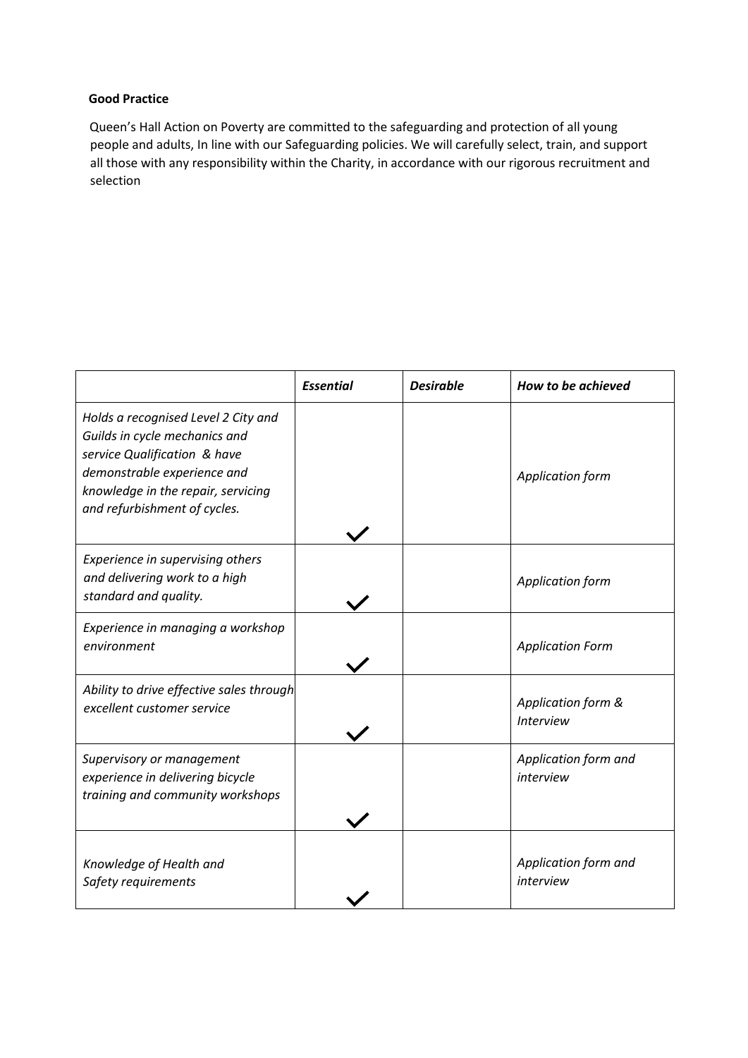**Good Practice**

Queen's Hall Action on Poverty are committed to the safeguarding and protection of all young people and adults, In line with our Safeguarding policies. We will carefully select, train, and support all those with any responsibility within the Charity, in accordance with our rigorous recruitment and selection

| | ***Essential*** | ***Desirable*** | ***How to be achieved*** |
|---|---|---|---|
| *Holds a recognised Level 2 City and Guilds in cycle mechanics and service Qualification & have demonstrable experience and knowledge in the repair, servicing and refurbishment of cycles.* | ✓ | | *Application form* |
| *Experience in supervising others and delivering work to a high standard and quality.* | ✓ | | *Application form* |
| *Experience in managing a workshop environment* | ✓ | | *Application Form* |
| *Ability to drive effective sales through excellent customer service* | ✓ | | *Application form & Interview* |
| *Supervisory or management experience in delivering bicycle training and community workshops* | ✓ | | *Application form and interview* |
| *Knowledge of Health and Safety requirements* | ✓ | | *Application form and interview* |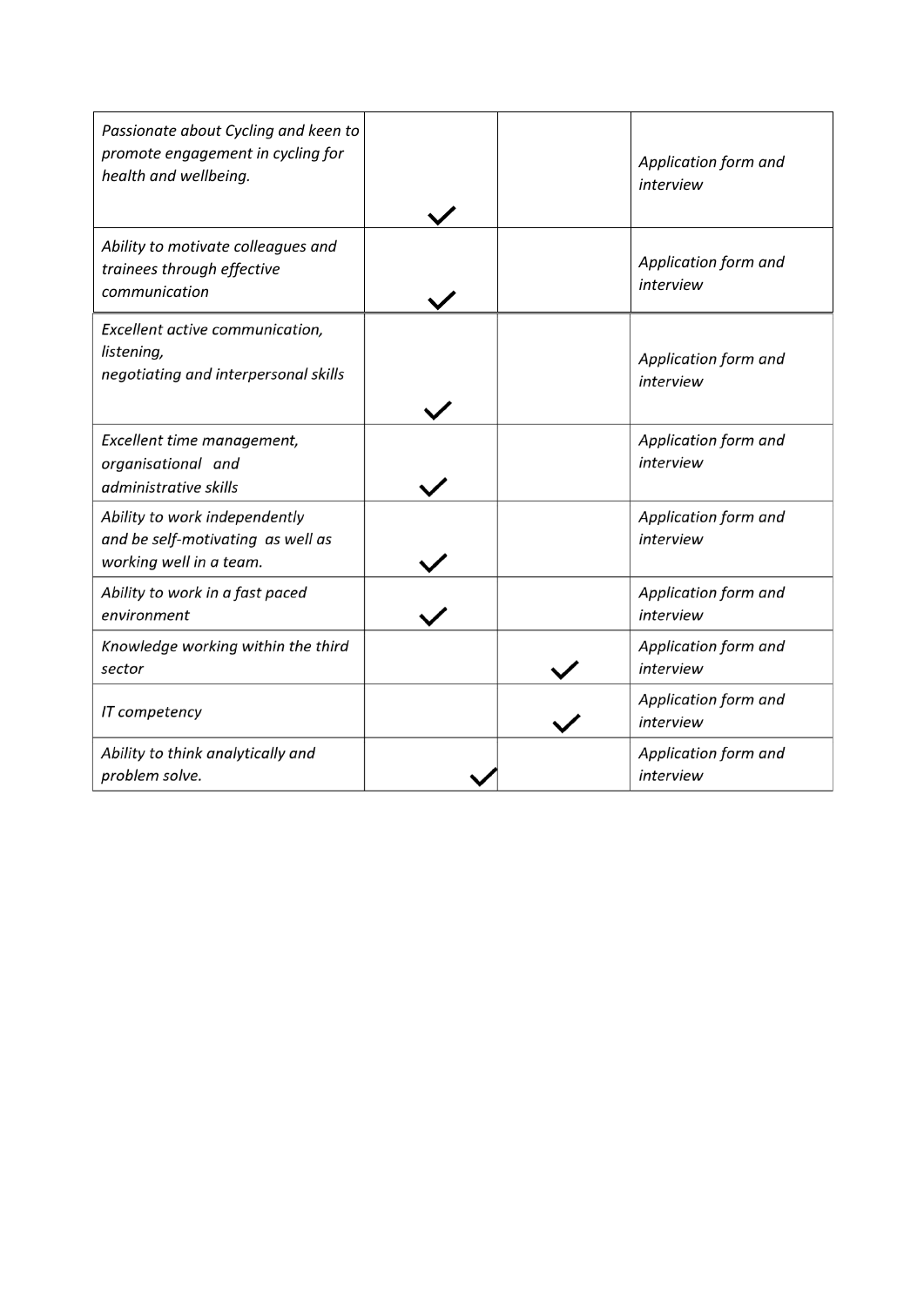| | | | |
|---|---|---|---|
| *Passionate about Cycling and keen to promote engagement in cycling for health and wellbeing.* | ✓ | | *Application form and interview* |
| *Ability to motivate colleagues and trainees through effective communication* | ✓ | | *Application form and interview* |
| *Excellent active communication, listening, negotiating and interpersonal skills* | ✓ | | *Application form and interview* |
| *Excellent time management, organisational and administrative skills* | ✓ | | *Application form and interview* |
| *Ability to work independently and be self-motivating as well as working well in a team.* | ✓ | | *Application form and interview* |
| *Ability to work in a fast paced environment* | ✓ | | *Application form and interview* |
| *Knowledge working within the third sector* | | ✓ | *Application form and interview* |
| *IT competency* | | ✓ | *Application form and interview* |
| *Ability to think analytically and problem solve.* | ✓ | | *Application form and interview* |